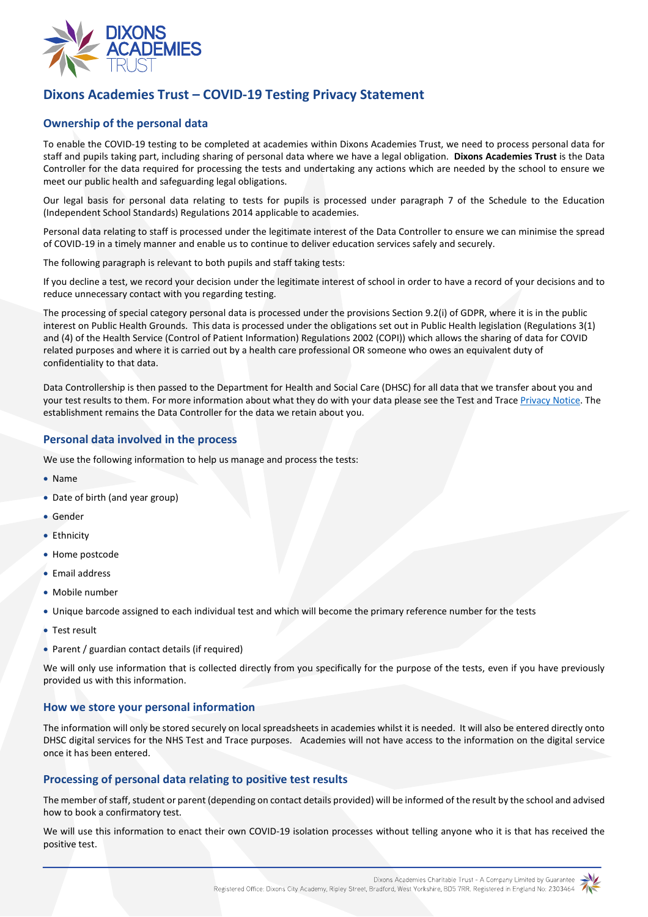# Dixons Academies Trust – COVID-19 Testing Privacy Statement

## Ownership of the personal data

To enable the COVID-19 testing to be completed at academies within Dixons Academies Trust, we need to process personal data for staff and pupils taking part, including sharing of personal data where we have a legal obligation. **Dixons Academies Trust** is the Data Controller for the data required for processing the tests and undertaking any actions which are needed by the school to ensure we meet our public health and safeguarding legal obligations.

Our legal basis for personal data relating to tests for pupils is processed under paragraph 7 of the Schedule to the Education (Independent School Standards) Regulations 2014 applicable to academies.

Personal data relating to staff is processed under the legitimate interest of the Data Controller to ensure we can minimise the spread of COVID-19 in a timely manner and enable us to continue to deliver education services safely and securely.

The following paragraph is relevant to both pupils and staff taking tests:

If you decline a test, we record your decision under the legitimate interest of school in order to have a record of your decisions and to reduce unnecessary contact with you regarding testing.

The processing of special category personal data is processed under the provisions Section 9.2(i) of GDPR, where it is in the public interest on Public Health Grounds. This data is processed under the obligations set out in Public Health legislation (Regulations 3(1) and (4) of the Health Service (Control of Patient Information) Regulations 2002 (COPI)) which allows the sharing of data for COVID related purposes and where it is carried out by a health care professional OR someone who owes an equivalent duty of confidentiality to that data.

Data Controllership is then passed to the Department for Health and Social Care (DHSC) for all data that we transfer about you and your test results to them. For more information about what they do with your data please see the Test and Trace Privacy Notice. The establishment remains the Data Controller for the data we retain about you.

## Personal data involved in the process

We use the following information to help us manage and process the tests:

- Name
- Date of birth (and year group)
- Gender
- Ethnicity
- Home postcode
- Email address
- Mobile number
- Unique barcode assigned to each individual test and which will become the primary reference number for the tests
- Test result
- Parent / guardian contact details (if required)

We will only use information that is collected directly from you specifically for the purpose of the tests, even if you have previously provided us with this information.

## How we store your personal information

The information will only be stored securely on local spreadsheets in academies whilst it is needed. It will also be entered directly onto DHSC digital services for the NHS Test and Trace purposes. Academies will not have access to the information on the digital service once it has been entered.

## Processing of personal data relating to positive test results

The member of staff, student or parent (depending on contact details provided) will be informed of the result by the school and advised how to book a confirmatory test.

We will use this information to enact their own COVID-19 isolation processes without telling anyone who it is that has received the positive test.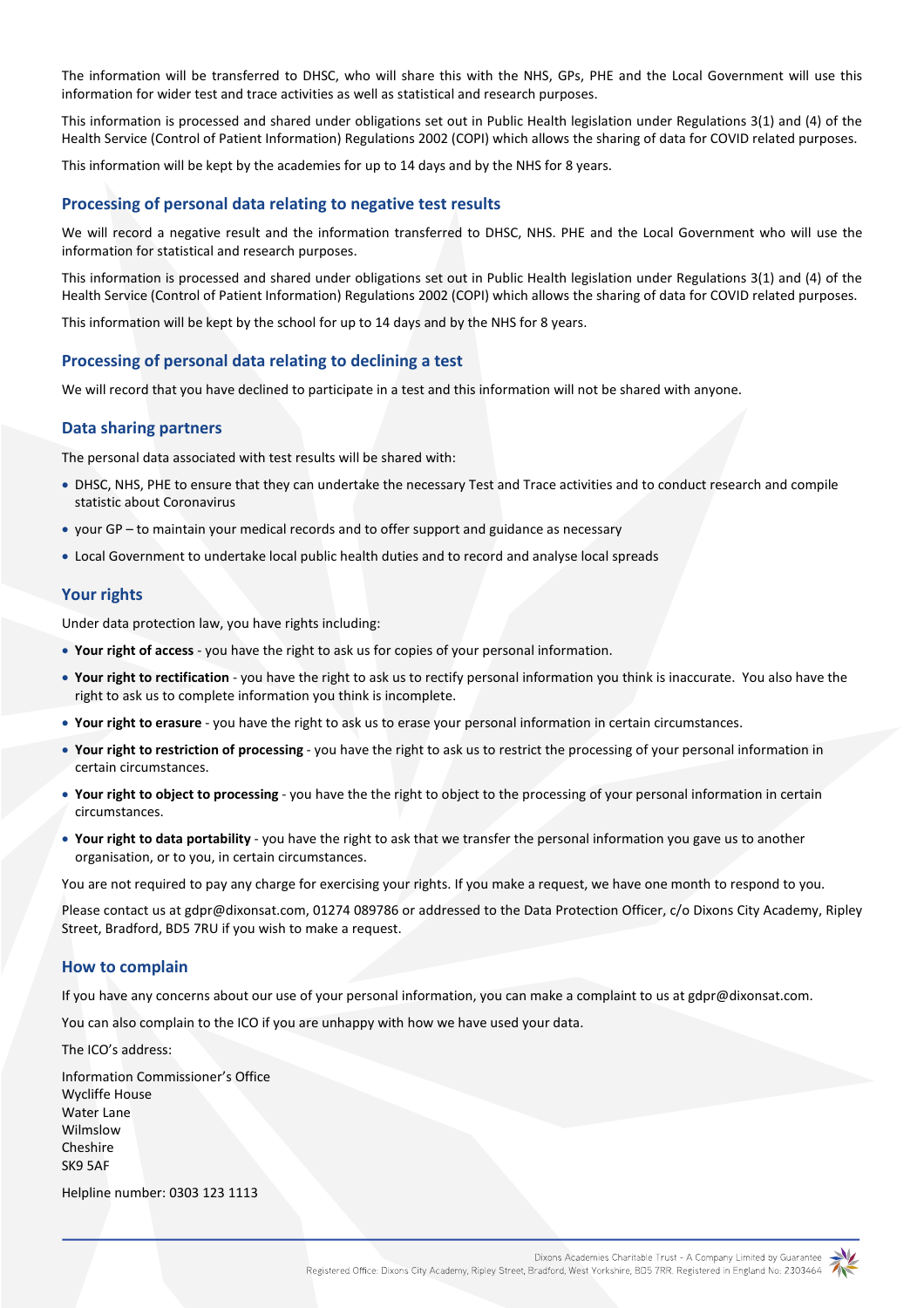The information will be transferred to DHSC, who will share this with the NHS, GPs, PHE and the Local Government will use this information for wider test and trace activities as well as statistical and research purposes.

This information is processed and shared under obligations set out in Public Health legislation under Regulations 3(1) and (4) of the Health Service (Control of Patient Information) Regulations 2002 (COPI) which allows the sharing of data for COVID related purposes.

This information will be kept by the academies for up to 14 days and by the NHS for 8 years.

### Processing of personal data relating to negative test results

We will record a negative result and the information transferred to DHSC, NHS. PHE and the Local Government who will use the information for statistical and research purposes.

This information is processed and shared under obligations set out in Public Health legislation under Regulations 3(1) and (4) of the Health Service (Control of Patient Information) Regulations 2002 (COPI) which allows the sharing of data for COVID related purposes.

This information will be kept by the school for up to 14 days and by the NHS for 8 years.

### Processing of personal data relating to declining a test

We will record that you have declined to participate in a test and this information will not be shared with anyone.

### Data sharing partners

The personal data associated with test results will be shared with:

- DHSC, NHS, PHE to ensure that they can undertake the necessary Test and Trace activities and to conduct research and compile statistic about Coronavirus
- your GP – to maintain your medical records and to offer support and guidance as necessary
- Local Government to undertake local public health duties and to record and analyse local spreads

### Your rights

Under data protection law, you have rights including:

- **Your right of access** - you have the right to ask us for copies of your personal information.
- **Your right to rectification** - you have the right to ask us to rectify personal information you think is inaccurate. You also have the right to ask us to complete information you think is incomplete.
- **Your right to erasure** - you have the right to ask us to erase your personal information in certain circumstances.
- **Your right to restriction of processing** - you have the right to ask us to restrict the processing of your personal information in certain circumstances.
- **Your right to object to processing** - you have the the right to object to the processing of your personal information in certain circumstances.
- **Your right to data portability** - you have the right to ask that we transfer the personal information you gave us to another organisation, or to you, in certain circumstances.

You are not required to pay any charge for exercising your rights. If you make a request, we have one month to respond to you.

Please contact us at gdpr@dixonsat.com, 01274 089786 or addressed to the Data Protection Officer, c/o Dixons City Academy, Ripley Street, Bradford, BD5 7RU if you wish to make a request.

### How to complain

If you have any concerns about our use of your personal information, you can make a complaint to us at gdpr@dixonsat.com.

You can also complain to the ICO if you are unhappy with how we have used your data.

The ICO's address:

Information Commissioner's Office
Wycliffe House
Water Lane
Wilmslow
Cheshire
SK9 5AF

Helpline number: 0303 123 1113

Dixons Academies Charitable Trust - A Company Limited by Guarantee
Registered Office: Dixons City Academy, Ripley Street, Bradford, West Yorkshire, BD5 7RR. Registered in England No: 2303464